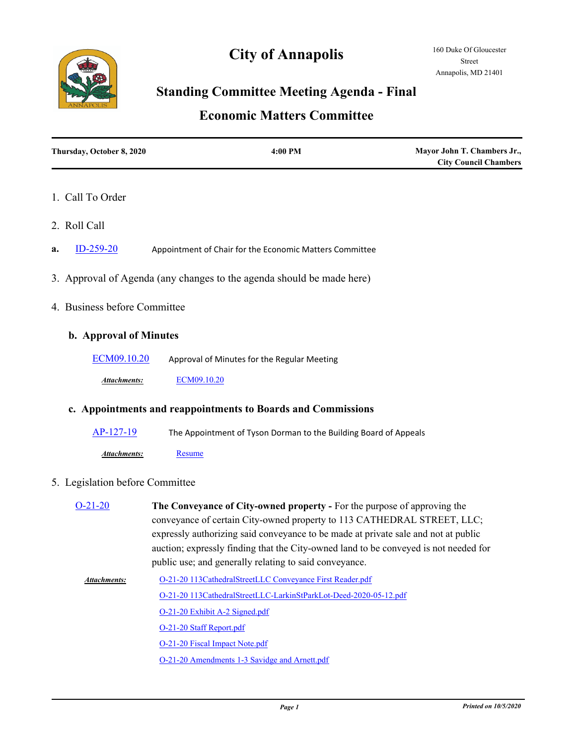# City of Annapolis

160 Duke Of Gloucester Street
Annapolis, MD 21401

## Standing Committee Meeting Agenda - Final

## Economic Matters Committee

| Thursday, October 8, 2020 | 4:00 PM | Mayor John T. Chambers Jr., City Council Chambers |
|---|---|---|

1. Call To Order

2. Roll Call

**a.** ID-259-20 Appointment of Chair for the Economic Matters Committee

3. Approval of Agenda (any changes to the agenda should be made here)

4. Business before Committee

### b. Approval of Minutes

ECM09.10.20 Approval of Minutes for the Regular Meeting

***Attachments:*** ECM09.10.20

### c. Appointments and reappointments to Boards and Commissions

AP-127-19 The Appointment of Tyson Dorman to the Building Board of Appeals

***Attachments:*** Resume

5. Legislation before Committee

O-21-20 **The Conveyance of City-owned property -** For the purpose of approving the conveyance of certain City-owned property to 113 CATHEDRAL STREET, LLC; expressly authorizing said conveyance to be made at private sale and not at public auction; expressly finding that the City-owned land to be conveyed is not needed for public use; and generally relating to said conveyance.

***Attachments:***
- O-21-20 113CathedralStreetLLC Conveyance First Reader.pdf
- O-21-20 113CathedralStreetLLC-LarkinStParkLot-Deed-2020-05-12.pdf
- O-21-20 Exhibit A-2 Signed.pdf
- O-21-20 Staff Report.pdf
- O-21-20 Fiscal Impact Note.pdf
- O-21-20 Amendments 1-3 Savidge and Arnett.pdf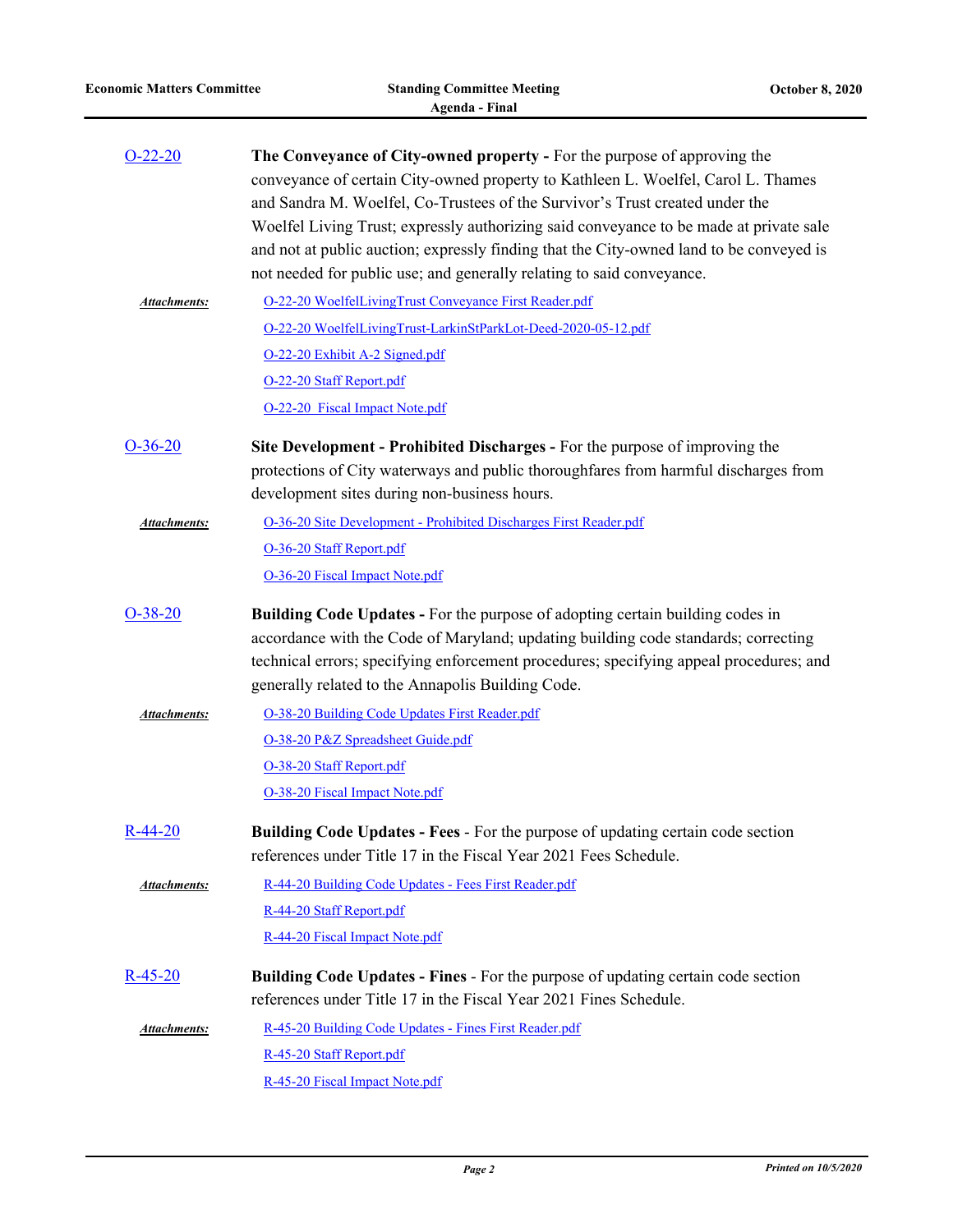**O-22-20** **The Conveyance of City-owned property -** For the purpose of approving the conveyance of certain City-owned property to Kathleen L. Woelfel, Carol L. Thames and Sandra M. Woelfel, Co-Trustees of the Survivor's Trust created under the Woelfel Living Trust; expressly authorizing said conveyance to be made at private sale and not at public auction; expressly finding that the City-owned land to be conveyed is not needed for public use; and generally relating to said conveyance.

***Attachments:***
- O-22-20 WoelfelLivingTrust Conveyance First Reader.pdf
- O-22-20 WoelfelLivingTrust-LarkinStParkLot-Deed-2020-05-12.pdf
- O-22-20 Exhibit A-2 Signed.pdf
- O-22-20 Staff Report.pdf
- O-22-20 Fiscal Impact Note.pdf

**O-36-20** **Site Development - Prohibited Discharges -** For the purpose of improving the protections of City waterways and public thoroughfares from harmful discharges from development sites during non-business hours.

***Attachments:***
- O-36-20 Site Development - Prohibited Discharges First Reader.pdf
- O-36-20 Staff Report.pdf
- O-36-20 Fiscal Impact Note.pdf

**O-38-20** **Building Code Updates -** For the purpose of adopting certain building codes in accordance with the Code of Maryland; updating building code standards; correcting technical errors; specifying enforcement procedures; specifying appeal procedures; and generally related to the Annapolis Building Code.

***Attachments:***
- O-38-20 Building Code Updates First Reader.pdf
- O-38-20 P&Z Spreadsheet Guide.pdf
- O-38-20 Staff Report.pdf
- O-38-20 Fiscal Impact Note.pdf

**R-44-20** **Building Code Updates - Fees** - For the purpose of updating certain code section references under Title 17 in the Fiscal Year 2021 Fees Schedule.

***Attachments:***
- R-44-20 Building Code Updates - Fees First Reader.pdf
- R-44-20 Staff Report.pdf
- R-44-20 Fiscal Impact Note.pdf

**R-45-20** **Building Code Updates - Fines** - For the purpose of updating certain code section references under Title 17 in the Fiscal Year 2021 Fines Schedule.

***Attachments:***
- R-45-20 Building Code Updates - Fines First Reader.pdf
- R-45-20 Staff Report.pdf
- R-45-20 Fiscal Impact Note.pdf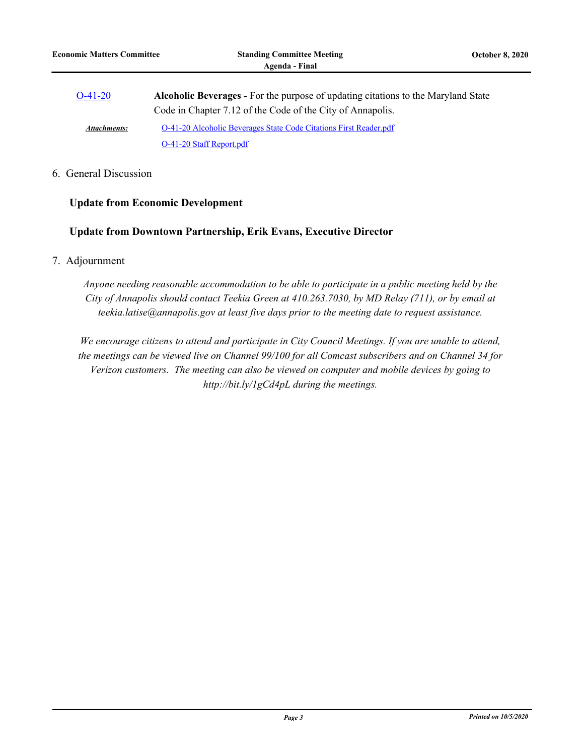O-41-20 **Alcoholic Beverages -** For the purpose of updating citations to the Maryland State Code in Chapter 7.12 of the Code of the City of Annapolis.

***Attachments:*** O-41-20 Alcoholic Beverages State Code Citations First Reader.pdf
O-41-20 Staff Report.pdf

6. General Discussion

**Update from Economic Development**

**Update from Downtown Partnership, Erik Evans, Executive Director**

7. Adjournment

*Anyone needing reasonable accommodation to be able to participate in a public meeting held by the City of Annapolis should contact Teekia Green at 410.263.7030, by MD Relay (711), or by email at teekia.latise@annapolis.gov at least five days prior to the meeting date to request assistance.*

*We encourage citizens to attend and participate in City Council Meetings. If you are unable to attend, the meetings can be viewed live on Channel 99/100 for all Comcast subscribers and on Channel 34 for Verizon customers. The meeting can also be viewed on computer and mobile devices by going to http://bit.ly/1gCd4pL during the meetings.*